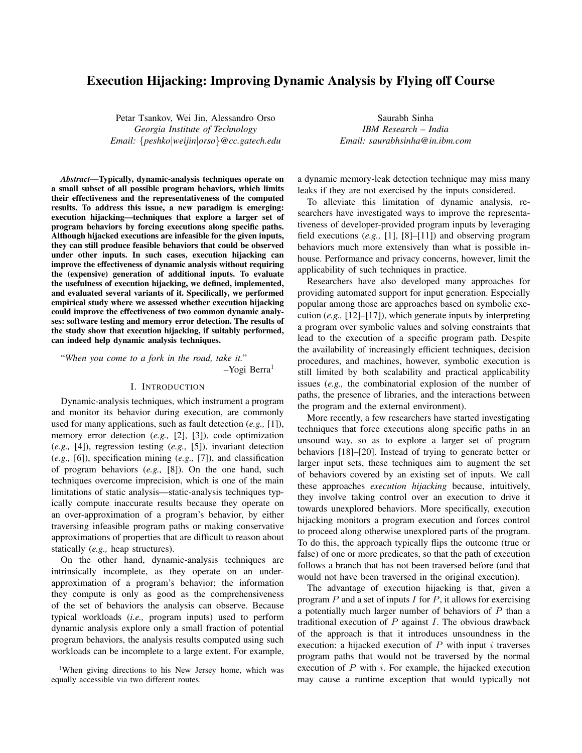# Execution Hijacking: Improving Dynamic Analysis by Flying off Course

Petar Tsankov, Wei Jin, Alessandro Orso
*Georgia Institute of Technology*
*Email: {peshko|weijin|orso}@cc.gatech.edu*

Saurabh Sinha
*IBM Research – India*
*Email: saurabhsinha@in.ibm.com*

***Abstract*—Typically, dynamic-analysis techniques operate on a small subset of all possible program behaviors, which limits their effectiveness and the representativeness of the computed results. To address this issue, a new paradigm is emerging: execution hijacking—techniques that explore a larger set of program behaviors by forcing executions along specific paths. Although hijacked executions are infeasible for the given inputs, they can still produce feasible behaviors that could be observed under other inputs. In such cases, execution hijacking can improve the effectiveness of dynamic analysis without requiring the (expensive) generation of additional inputs. To evaluate the usefulness of execution hijacking, we defined, implemented, and evaluated several variants of it. Specifically, we performed empirical study where we assessed whether execution hijacking could improve the effectiveness of two common dynamic analyses: software testing and memory error detection. The results of the study show that execution hijacking, if suitably performed, can indeed help dynamic analysis techniques.**

"*When you come to a fork in the road, take it.*"
–Yogi Berra[1]

## I. Introduction

Dynamic-analysis techniques, which instrument a program and monitor its behavior during execution, are commonly used for many applications, such as fault detection (*e.g.,* [1]), memory error detection (*e.g.,* [2], [3]), code optimization (*e.g.,* [4]), regression testing (*e.g.,* [5]), invariant detection (*e.g.,* [6]), specification mining (*e.g.,* [7]), and classification of program behaviors (*e.g.,* [8]). On the one hand, such techniques overcome imprecision, which is one of the main limitations of static analysis—static-analysis techniques typically compute inaccurate results because they operate on an over-approximation of a program's behavior, by either traversing infeasible program paths or making conservative approximations of properties that are difficult to reason about statically (*e.g.,* heap structures).

On the other hand, dynamic-analysis techniques are intrinsically incomplete, as they operate on an under-approximation of a program's behavior; the information they compute is only as good as the comprehensiveness of the set of behaviors the analysis can observe. Because typical workloads (*i.e.,* program inputs) used to perform dynamic analysis explore only a small fraction of potential program behaviors, the analysis results computed using such workloads can be incomplete to a large extent. For example, a dynamic memory-leak detection technique may miss many leaks if they are not exercised by the inputs considered.

To alleviate this limitation of dynamic analysis, researchers have investigated ways to improve the representativeness of developer-provided program inputs by leveraging field executions (*e.g.,* [1], [8]–[11]) and observing program behaviors much more extensively than what is possible in-house. Performance and privacy concerns, however, limit the applicability of such techniques in practice.

Researchers have also developed many approaches for providing automated support for input generation. Especially popular among those are approaches based on symbolic execution (*e.g.,* [12]–[17]), which generate inputs by interpreting a program over symbolic values and solving constraints that lead to the execution of a specific program path. Despite the availability of increasingly efficient techniques, decision procedures, and machines, however, symbolic execution is still limited by both scalability and practical applicability issues (*e.g.,* the combinatorial explosion of the number of paths, the presence of libraries, and the interactions between the program and the external environment).

More recently, a few researchers have started investigating techniques that force executions along specific paths in an unsound way, so as to explore a larger set of program behaviors [18]–[20]. Instead of trying to generate better or larger input sets, these techniques aim to augment the set of behaviors covered by an existing set of inputs. We call these approaches *execution hijacking* because, intuitively, they involve taking control over an execution to drive it towards unexplored behaviors. More specifically, execution hijacking monitors a program execution and forces control to proceed along otherwise unexplored parts of the program. To do this, the approach typically flips the outcome (true or false) of one or more predicates, so that the path of execution follows a branch that has not been traversed before (and that would not have been traversed in the original execution).

The advantage of execution hijacking is that, given a program $P$ and a set of inputs $I$ for $P$, it allows for exercising a potentially much larger number of behaviors of $P$ than a traditional execution of $P$ against $I$. The obvious drawback of the approach is that it introduces unsoundness in the execution: a hijacked execution of $P$ with input $i$ traverses program paths that would not be traversed by the normal execution of $P$ with $i$. For example, the hijacked execution may cause a runtime exception that would typically not

[1]When giving directions to his New Jersey home, which was equally accessible via two different routes.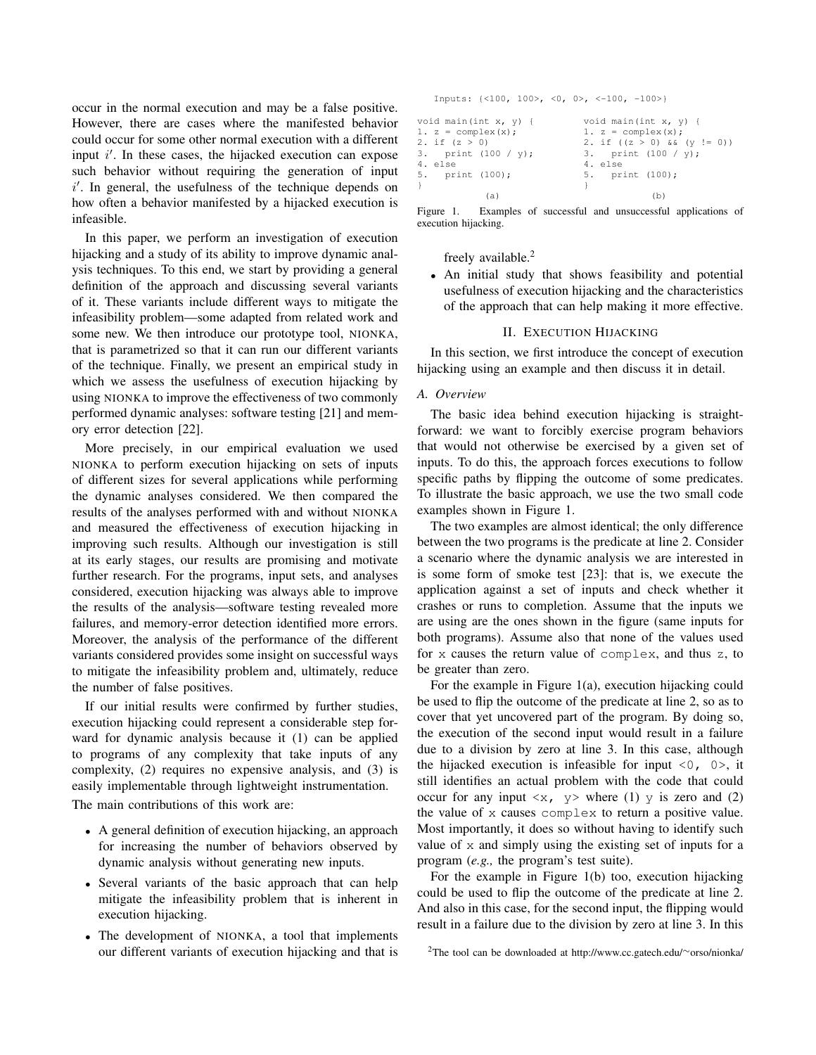occur in the normal execution and may be a false positive. However, there are cases where the manifested behavior could occur for some other normal execution with a different input $i'$. In these cases, the hijacked execution can expose such behavior without requiring the generation of input $i'$. In general, the usefulness of the technique depends on how often a behavior manifested by a hijacked execution is infeasible.

In this paper, we perform an investigation of execution hijacking and a study of its ability to improve dynamic analysis techniques. To this end, we start by providing a general definition of the approach and discussing several variants of it. These variants include different ways to mitigate the infeasibility problem—some adapted from related work and some new. We then introduce our prototype tool, NIONKA, that is parametrized so that it can run our different variants of the technique. Finally, we present an empirical study in which we assess the usefulness of execution hijacking by using NIONKA to improve the effectiveness of two commonly performed dynamic analyses: software testing [21] and memory error detection [22].

More precisely, in our empirical evaluation we used NIONKA to perform execution hijacking on sets of inputs of different sizes for several applications while performing the dynamic analyses considered. We then compared the results of the analyses performed with and without NIONKA and measured the effectiveness of execution hijacking in improving such results. Although our investigation is still at its early stages, our results are promising and motivate further research. For the programs, input sets, and analyses considered, execution hijacking was always able to improve the results of the analysis—software testing revealed more failures, and memory-error detection identified more errors. Moreover, the analysis of the performance of the different variants considered provides some insight on successful ways to mitigate the infeasibility problem and, ultimately, reduce the number of false positives.

If our initial results were confirmed by further studies, execution hijacking could represent a considerable step forward for dynamic analysis because it (1) can be applied to programs of any complexity that take inputs of any complexity, (2) requires no expensive analysis, and (3) is easily implementable through lightweight instrumentation.

The main contributions of this work are:

- A general definition of execution hijacking, an approach for increasing the number of behaviors observed by dynamic analysis without generating new inputs.
- Several variants of the basic approach that can help mitigate the infeasibility problem that is inherent in execution hijacking.
- The development of NIONKA, a tool that implements our different variants of execution hijacking and that is freely available.[2]
- An initial study that shows feasibility and potential usefulness of execution hijacking and the characteristics of the approach that can help making it more effective.

```
Inputs: {<100, 100>, <0, 0>, <-100, -100>}

void main(int x, y) {              void main(int x, y) {
1. z = complex(x);                 1. z = complex(x);
2. if (z > 0)                      2. if ((z > 0) && (y != 0))
3.   print (100 / y);              3.   print (100 / y);
4. else                            4. else
5.   print (100);                  5.   print (100);
}                                  }
          (a)                                (b)
```

Figure 1. Examples of successful and unsuccessful applications of execution hijacking.

## II. Execution Hijacking

In this section, we first introduce the concept of execution hijacking using an example and then discuss it in detail.

### A. Overview

The basic idea behind execution hijacking is straightforward: we want to forcibly exercise program behaviors that would not otherwise be exercised by a given set of inputs. To do this, the approach forces executions to follow specific paths by flipping the outcome of some predicates. To illustrate the basic approach, we use the two small code examples shown in Figure 1.

The two examples are almost identical; the only difference between the two programs is the predicate at line 2. Consider a scenario where the dynamic analysis we are interested in is some form of smoke test [23]: that is, we execute the application against a set of inputs and check whether it crashes or runs to completion. Assume that the inputs we are using are the ones shown in the figure (same inputs for both programs). Assume also that none of the values used for `x` causes the return value of `complex`, and thus `z`, to be greater than zero.

For the example in Figure 1(a), execution hijacking could be used to flip the outcome of the predicate at line 2, so as to cover that yet uncovered part of the program. By doing so, the execution of the second input would result in a failure due to a division by zero at line 3. In this case, although the hijacked execution is infeasible for input `<0, 0>`, it still identifies an actual problem with the code that could occur for any input `<x, y>` where (1) `y` is zero and (2) the value of `x` causes `complex` to return a positive value. Most importantly, it does so without having to identify such value of `x` and simply using the existing set of inputs for a program (*e.g.,* the program's test suite).

For the example in Figure 1(b) too, execution hijacking could be used to flip the outcome of the predicate at line 2. And also in this case, for the second input, the flipping would result in a failure due to the division by zero at line 3. In this

[2] The tool can be downloaded at http://www.cc.gatech.edu/~orso/nionka/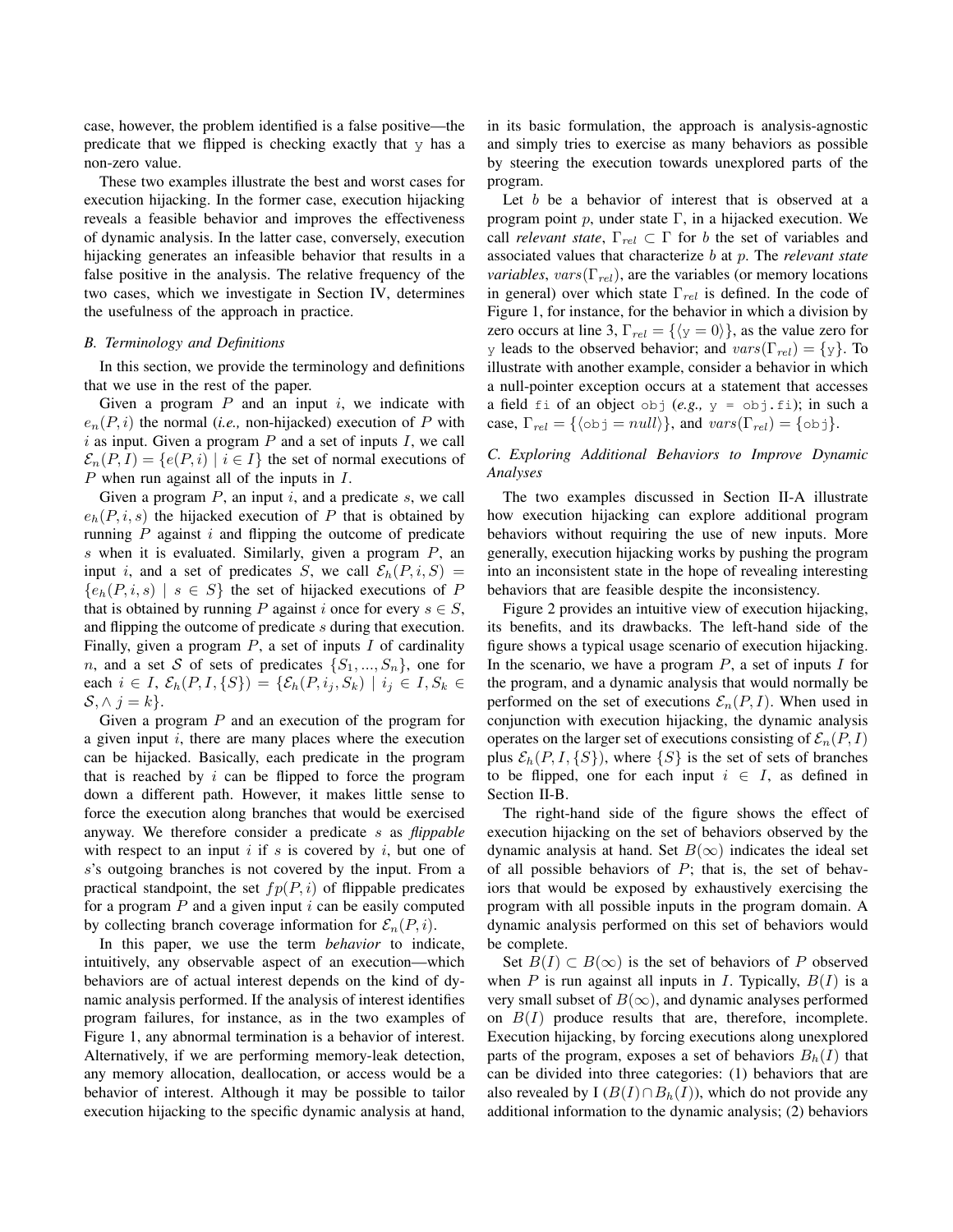case, however, the problem identified is a false positive—the predicate that we flipped is checking exactly that `y` has a non-zero value.

These two examples illustrate the best and worst cases for execution hijacking. In the former case, execution hijacking reveals a feasible behavior and improves the effectiveness of dynamic analysis. In the latter case, conversely, execution hijacking generates an infeasible behavior that results in a false positive in the analysis. The relative frequency of the two cases, which we investigate in Section IV, determines the usefulness of the approach in practice.

### B. Terminology and Definitions

In this section, we provide the terminology and definitions that we use in the rest of the paper.

Given a program $P$ and an input $i$, we indicate with $e_n(P, i)$ the normal (*i.e.,* non-hijacked) execution of $P$ with $i$ as input. Given a program $P$ and a set of inputs $I$, we call $\mathcal{E}_n(P, I) = \{e(P, i) \mid i \in I\}$ the set of normal executions of $P$ when run against all of the inputs in $I$.

Given a program $P$, an input $i$, and a predicate $s$, we call $e_h(P, i, s)$ the hijacked execution of $P$ that is obtained by running $P$ against $i$ and flipping the outcome of predicate $s$ when it is evaluated. Similarly, given a program $P$, an input $i$, and a set of predicates $S$, we call $\mathcal{E}_h(P, i, S) = \{e_h(P, i, s) \mid s \in S\}$ the set of hijacked executions of $P$ that is obtained by running $P$ against $i$ once for every $s \in S$, and flipping the outcome of predicate $s$ during that execution. Finally, given a program $P$, a set of inputs $I$ of cardinality $n$, and a set $\mathcal{S}$ of sets of predicates $\{S_1, ..., S_n\}$, one for each $i \in I$, $\mathcal{E}_h(P, I, \{S\}) = \{\mathcal{E}_h(P, i_j, S_k) \mid i_j \in I, S_k \in \mathcal{S}, \wedge\, j = k\}$.

Given a program $P$ and an execution of the program for a given input $i$, there are many places where the execution can be hijacked. Basically, each predicate in the program that is reached by $i$ can be flipped to force the program down a different path. However, it makes little sense to force the execution along branches that would be exercised anyway. We therefore consider a predicate $s$ as *flippable* with respect to an input $i$ if $s$ is covered by $i$, but one of $s$'s outgoing branches is not covered by the input. From a practical standpoint, the set $fp(P, i)$ of flippable predicates for a program $P$ and a given input $i$ can be easily computed by collecting branch coverage information for $\mathcal{E}_n(P, i)$.

In this paper, we use the term *behavior* to indicate, intuitively, any observable aspect of an execution—which behaviors are of actual interest depends on the kind of dynamic analysis performed. If the analysis of interest identifies program failures, for instance, as in the two examples of Figure 1, any abnormal termination is a behavior of interest. Alternatively, if we are performing memory-leak detection, any memory allocation, deallocation, or access would be a behavior of interest. Although it may be possible to tailor execution hijacking to the specific dynamic analysis at hand, in its basic formulation, the approach is analysis-agnostic and simply tries to exercise as many behaviors as possible by steering the execution towards unexplored parts of the program.

Let $b$ be a behavior of interest that is observed at a program point $p$, under state $\Gamma$, in a hijacked execution. We call *relevant state*, $\Gamma_{rel} \subset \Gamma$ for $b$ the set of variables and associated values that characterize $b$ at $p$. The *relevant state variables*, $vars(\Gamma_{rel})$, are the variables (or memory locations in general) over which state $\Gamma_{rel}$ is defined. In the code of Figure 1, for instance, for the behavior in which a division by zero occurs at line 3, $\Gamma_{rel} = \{\langle \texttt{y} = 0 \rangle\}$, as the value zero for `y` leads to the observed behavior; and $vars(\Gamma_{rel}) = \{\texttt{y}\}$. To illustrate with another example, consider a behavior in which a null-pointer exception occurs at a statement that accesses a field `fi` of an object `obj` (*e.g.,* `y = obj.fi`); in such a case, $\Gamma_{rel} = \{\langle \texttt{obj} = null \rangle\}$, and $vars(\Gamma_{rel}) = \{\texttt{obj}\}$.

### C. Exploring Additional Behaviors to Improve Dynamic Analyses

The two examples discussed in Section II-A illustrate how execution hijacking can explore additional program behaviors without requiring the use of new inputs. More generally, execution hijacking works by pushing the program into an inconsistent state in the hope of revealing interesting behaviors that are feasible despite the inconsistency.

Figure 2 provides an intuitive view of execution hijacking, its benefits, and its drawbacks. The left-hand side of the figure shows a typical usage scenario of execution hijacking. In the scenario, we have a program $P$, a set of inputs $I$ for the program, and a dynamic analysis that would normally be performed on the set of executions $\mathcal{E}_n(P, I)$. When used in conjunction with execution hijacking, the dynamic analysis operates on the larger set of executions consisting of $\mathcal{E}_n(P, I)$ plus $\mathcal{E}_h(P, I, \{S\})$, where $\{S\}$ is the set of sets of branches to be flipped, one for each input $i \in I$, as defined in Section II-B.

The right-hand side of the figure shows the effect of execution hijacking on the set of behaviors observed by the dynamic analysis at hand. Set $B(\infty)$ indicates the ideal set of all possible behaviors of $P$; that is, the set of behaviors that would be exposed by exhaustively exercising the program with all possible inputs in the program domain. A dynamic analysis performed on this set of behaviors would be complete.

Set $B(I) \subset B(\infty)$ is the set of behaviors of $P$ observed when $P$ is run against all inputs in $I$. Typically, $B(I)$ is a very small subset of $B(\infty)$, and dynamic analyses performed on $B(I)$ produce results that are, therefore, incomplete. Execution hijacking, by forcing executions along unexplored parts of the program, exposes a set of behaviors $B_h(I)$ that can be divided into three categories: (1) behaviors that are also revealed by I ($B(I) \cap B_h(I)$), which do not provide any additional information to the dynamic analysis; (2) behaviors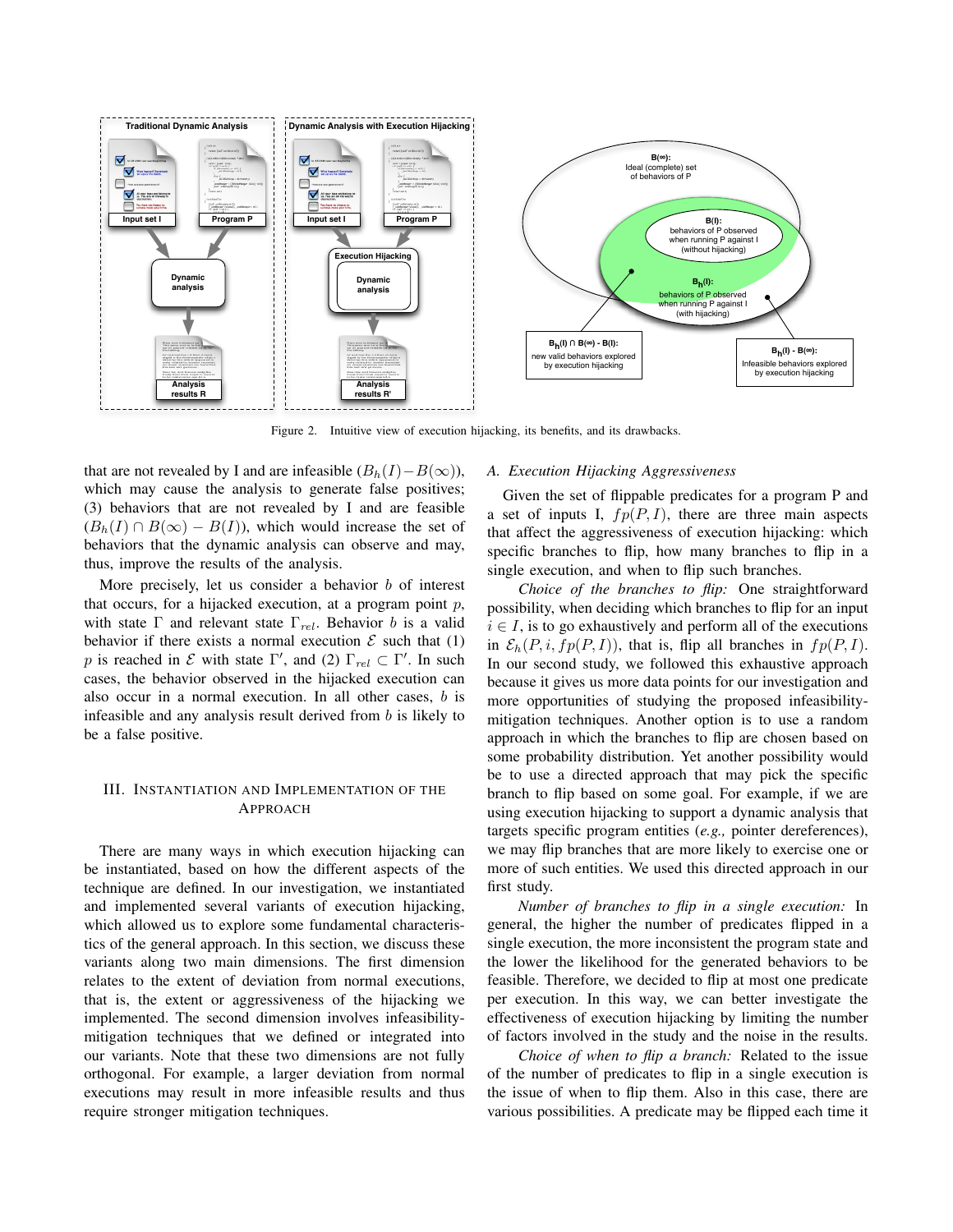Figure 2. Intuitive view of execution hijacking, its benefits, and its drawbacks.

that are not revealed by I and are infeasible ($B_h(I) - B(\infty)$), which may cause the analysis to generate false positives; (3) behaviors that are not revealed by I and are feasible ($B_h(I) \cap B(\infty) - B(I)$), which would increase the set of behaviors that the dynamic analysis can observe and may, thus, improve the results of the analysis.

More precisely, let us consider a behavior $b$ of interest that occurs, for a hijacked execution, at a program point $p$, with state $\Gamma$ and relevant state $\Gamma_{rel}$. Behavior $b$ is a valid behavior if there exists a normal execution $\mathcal{E}$ such that (1) $p$ is reached in $\mathcal{E}$ with state $\Gamma'$, and (2) $\Gamma_{rel} \subset \Gamma'$. In such cases, the behavior observed in the hijacked execution can also occur in a normal execution. In all other cases, $b$ is infeasible and any analysis result derived from $b$ is likely to be a false positive.

## III. Instantiation and Implementation of the Approach

There are many ways in which execution hijacking can be instantiated, based on how the different aspects of the technique are defined. In our investigation, we instantiated and implemented several variants of execution hijacking, which allowed us to explore some fundamental characteristics of the general approach. In this section, we discuss these variants along two main dimensions. The first dimension relates to the extent of deviation from normal executions, that is, the extent or aggressiveness of the hijacking we implemented. The second dimension involves infeasibility-mitigation techniques that we defined or integrated into our variants. Note that these two dimensions are not fully orthogonal. For example, a larger deviation from normal executions may result in more infeasible results and thus require stronger mitigation techniques.

### A. Execution Hijacking Aggressiveness

Given the set of flippable predicates for a program P and a set of inputs I, $fp(P, I)$, there are three main aspects that affect the aggressiveness of execution hijacking: which specific branches to flip, how many branches to flip in a single execution, and when to flip such branches.

*Choice of the branches to flip:* One straightforward possibility, when deciding which branches to flip for an input $i \in I$, is to go exhaustively and perform all of the executions in $\mathcal{E}_h(P, i, fp(P, I))$, that is, flip all branches in $fp(P, I)$. In our second study, we followed this exhaustive approach because it gives us more data points for our investigation and more opportunities of studying the proposed infeasibility-mitigation techniques. Another option is to use a random approach in which the branches to flip are chosen based on some probability distribution. Yet another possibility would be to use a directed approach that may pick the specific branch to flip based on some goal. For example, if we are using execution hijacking to support a dynamic analysis that targets specific program entities (*e.g.,* pointer dereferences), we may flip branches that are more likely to exercise one or more of such entities. We used this directed approach in our first study.

*Number of branches to flip in a single execution:* In general, the higher the number of predicates flipped in a single execution, the more inconsistent the program state and the lower the likelihood for the generated behaviors to be feasible. Therefore, we decided to flip at most one predicate per execution. In this way, we can better investigate the effectiveness of execution hijacking by limiting the number of factors involved in the study and the noise in the results.

*Choice of when to flip a branch:* Related to the issue of the number of predicates to flip in a single execution is the issue of when to flip them. Also in this case, there are various possibilities. A predicate may be flipped each time it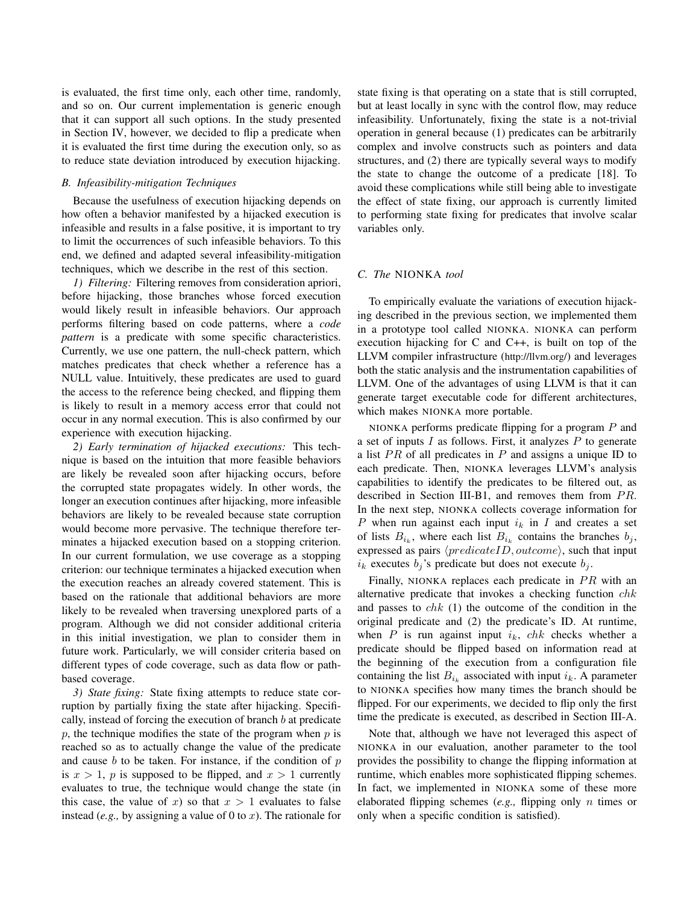is evaluated, the first time only, each other time, randomly, and so on. Our current implementation is generic enough that it can support all such options. In the study presented in Section IV, however, we decided to flip a predicate when it is evaluated the first time during the execution only, so as to reduce state deviation introduced by execution hijacking.

### B. Infeasibility-mitigation Techniques

Because the usefulness of execution hijacking depends on how often a behavior manifested by a hijacked execution is infeasible and results in a false positive, it is important to try to limit the occurrences of such infeasible behaviors. To this end, we defined and adapted several infeasibility-mitigation techniques, which we describe in the rest of this section.

*1) Filtering:* Filtering removes from consideration apriori, before hijacking, those branches whose forced execution would likely result in infeasible behaviors. Our approach performs filtering based on code patterns, where a *code pattern* is a predicate with some specific characteristics. Currently, we use one pattern, the null-check pattern, which matches predicates that check whether a reference has a NULL value. Intuitively, these predicates are used to guard the access to the reference being checked, and flipping them is likely to result in a memory access error that could not occur in any normal execution. This is also confirmed by our experience with execution hijacking.

*2) Early termination of hijacked executions:* This technique is based on the intuition that more feasible behaviors are likely be revealed soon after hijacking occurs, before the corrupted state propagates widely. In other words, the longer an execution continues after hijacking, more infeasible behaviors are likely to be revealed because state corruption would become more pervasive. The technique therefore terminates a hijacked execution based on a stopping criterion. In our current formulation, we use coverage as a stopping criterion: our technique terminates a hijacked execution when the execution reaches an already covered statement. This is based on the rationale that additional behaviors are more likely to be revealed when traversing unexplored parts of a program. Although we did not consider additional criteria in this initial investigation, we plan to consider them in future work. Particularly, we will consider criteria based on different types of code coverage, such as data flow or path-based coverage.

*3) State fixing:* State fixing attempts to reduce state corruption by partially fixing the state after hijacking. Specifically, instead of forcing the execution of branch $b$ at predicate $p$, the technique modifies the state of the program when $p$ is reached so as to actually change the value of the predicate and cause $b$ to be taken. For instance, if the condition of $p$ is $x > 1$, $p$ is supposed to be flipped, and $x > 1$ currently evaluates to true, the technique would change the state (in this case, the value of $x$) so that $x > 1$ evaluates to false instead (*e.g.,* by assigning a value of 0 to $x$). The rationale for state fixing is that operating on a state that is still corrupted, but at least locally in sync with the control flow, may reduce infeasibility. Unfortunately, fixing the state is a not-trivial operation in general because (1) predicates can be arbitrarily complex and involve constructs such as pointers and data structures, and (2) there are typically several ways to modify the state to change the outcome of a predicate [18]. To avoid these complications while still being able to investigate the effect of state fixing, our approach is currently limited to performing state fixing for predicates that involve scalar variables only.

### C. The NIONKA tool

To empirically evaluate the variations of execution hijacking described in the previous section, we implemented them in a prototype tool called NIONKA. NIONKA can perform execution hijacking for C and C++, is built on top of the LLVM compiler infrastructure (http://llvm.org/) and leverages both the static analysis and the instrumentation capabilities of LLVM. One of the advantages of using LLVM is that it can generate target executable code for different architectures, which makes NIONKA more portable.

NIONKA performs predicate flipping for a program $P$ and a set of inputs $I$ as follows. First, it analyzes $P$ to generate a list $PR$ of all predicates in $P$ and assigns a unique ID to each predicate. Then, NIONKA leverages LLVM's analysis capabilities to identify the predicates to be filtered out, as described in Section III-B1, and removes them from $PR$. In the next step, NIONKA collects coverage information for $P$ when run against each input $i_k$ in $I$ and creates a set of lists $B_{i_k}$, where each list $B_{i_k}$ contains the branches $b_j$, expressed as pairs $\langle predicateID, outcome \rangle$, such that input $i_k$ executes $b_j$'s predicate but does not execute $b_j$.

Finally, NIONKA replaces each predicate in $PR$ with an alternative predicate that invokes a checking function $chk$ and passes to $chk$ (1) the outcome of the condition in the original predicate and (2) the predicate's ID. At runtime, when $P$ is run against input $i_k$, $chk$ checks whether a predicate should be flipped based on information read at the beginning of the execution from a configuration file containing the list $B_{i_k}$ associated with input $i_k$. A parameter to NIONKA specifies how many times the branch should be flipped. For our experiments, we decided to flip only the first time the predicate is executed, as described in Section III-A.

Note that, although we have not leveraged this aspect of NIONKA in our evaluation, another parameter to the tool provides the possibility to change the flipping information at runtime, which enables more sophisticated flipping schemes. In fact, we implemented in NIONKA some of these more elaborated flipping schemes (*e.g.,* flipping only $n$ times or only when a specific condition is satisfied).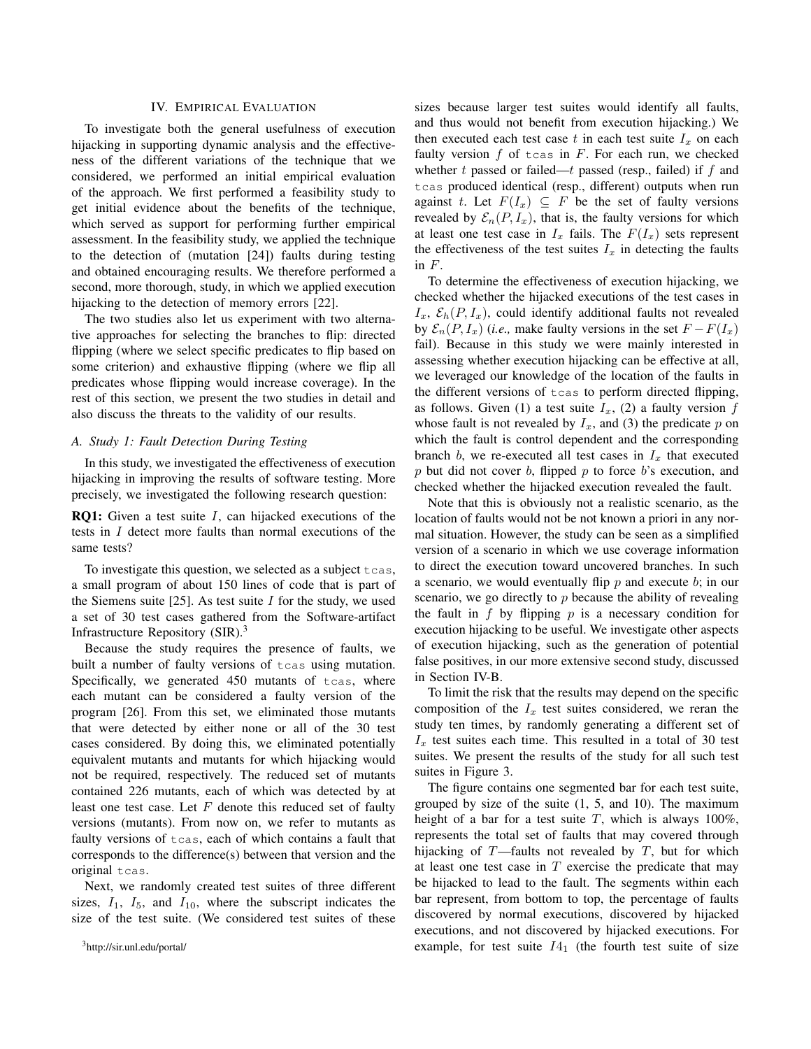## IV. Empirical Evaluation

To investigate both the general usefulness of execution hijacking in supporting dynamic analysis and the effectiveness of the different variations of the technique that we considered, we performed an initial empirical evaluation of the approach. We first performed a feasibility study to get initial evidence about the benefits of the technique, which served as support for performing further empirical assessment. In the feasibility study, we applied the technique to the detection of (mutation [24]) faults during testing and obtained encouraging results. We therefore performed a second, more thorough, study, in which we applied execution hijacking to the detection of memory errors [22].

The two studies also let us experiment with two alternative approaches for selecting the branches to flip: directed flipping (where we select specific predicates to flip based on some criterion) and exhaustive flipping (where we flip all predicates whose flipping would increase coverage). In the rest of this section, we present the two studies in detail and also discuss the threats to the validity of our results.

### A. Study 1: Fault Detection During Testing

In this study, we investigated the effectiveness of execution hijacking in improving the results of software testing. More precisely, we investigated the following research question:

**RQ1:** Given a test suite $I$, can hijacked executions of the tests in $I$ detect more faults than normal executions of the same tests?

To investigate this question, we selected as a subject `tcas`, a small program of about 150 lines of code that is part of the Siemens suite [25]. As test suite $I$ for the study, we used a set of 30 test cases gathered from the Software-artifact Infrastructure Repository (SIR).[3]

Because the study requires the presence of faults, we built a number of faulty versions of `tcas` using mutation. Specifically, we generated 450 mutants of `tcas`, where each mutant can be considered a faulty version of the program [26]. From this set, we eliminated those mutants that were detected by either none or all of the 30 test cases considered. By doing this, we eliminated potentially equivalent mutants and mutants for which hijacking would not be required, respectively. The reduced set of mutants contained 226 mutants, each of which was detected by at least one test case. Let $F$ denote this reduced set of faulty versions (mutants). From now on, we refer to mutants as faulty versions of `tcas`, each of which contains a fault that corresponds to the difference(s) between that version and the original `tcas`.

Next, we randomly created test suites of three different sizes, $I_1$, $I_5$, and $I_{10}$, where the subscript indicates the size of the test suite. (We considered test suites of these sizes because larger test suites would identify all faults, and thus would not benefit from execution hijacking.) We then executed each test case $t$ in each test suite $I_x$ on each faulty version $f$ of `tcas` in $F$. For each run, we checked whether $t$ passed or failed—$t$ passed (resp., failed) if $f$ and `tcas` produced identical (resp., different) outputs when run against $t$. Let $F(I_x) \subseteq F$ be the set of faulty versions revealed by $\mathcal{E}_n(P, I_x)$, that is, the faulty versions for which at least one test case in $I_x$ fails. The $F(I_x)$ sets represent the effectiveness of the test suites $I_x$ in detecting the faults in $F$.

To determine the effectiveness of execution hijacking, we checked whether the hijacked executions of the test cases in $I_x$, $\mathcal{E}_h(P, I_x)$, could identify additional faults not revealed by $\mathcal{E}_n(P, I_x)$ (*i.e.,* make faulty versions in the set $F - F(I_x)$ fail). Because in this study we were mainly interested in assessing whether execution hijacking can be effective at all, we leveraged our knowledge of the location of the faults in the different versions of `tcas` to perform directed flipping, as follows. Given (1) a test suite $I_x$, (2) a faulty version $f$ whose fault is not revealed by $I_x$, and (3) the predicate $p$ on which the fault is control dependent and the corresponding branch $b$, we re-executed all test cases in $I_x$ that executed $p$ but did not cover $b$, flipped $p$ to force $b$'s execution, and checked whether the hijacked execution revealed the fault.

Note that this is obviously not a realistic scenario, as the location of faults would not be not known a priori in any normal situation. However, the study can be seen as a simplified version of a scenario in which we use coverage information to direct the execution toward uncovered branches. In such a scenario, we would eventually flip $p$ and execute $b$; in our scenario, we go directly to $p$ because the ability of revealing the fault in $f$ by flipping $p$ is a necessary condition for execution hijacking to be useful. We investigate other aspects of execution hijacking, such as the generation of potential false positives, in our more extensive second study, discussed in Section IV-B.

To limit the risk that the results may depend on the specific composition of the $I_x$ test suites considered, we reran the study ten times, by randomly generating a different set of $I_x$ test suites each time. This resulted in a total of 30 test suites. We present the results of the study for all such test suites in Figure 3.

The figure contains one segmented bar for each test suite, grouped by size of the suite (1, 5, and 10). The maximum height of a bar for a test suite $T$, which is always 100%, represents the total set of faults that may covered through hijacking of $T$—faults not revealed by $T$, but for which at least one test case in $T$ exercise the predicate that may be hijacked to lead to the fault. The segments within each bar represent, from bottom to top, the percentage of faults discovered by normal executions, discovered by hijacked executions, and not discovered by hijacked executions. For example, for test suite $I4_1$ (the fourth test suite of size

[3] http://sir.unl.edu/portal/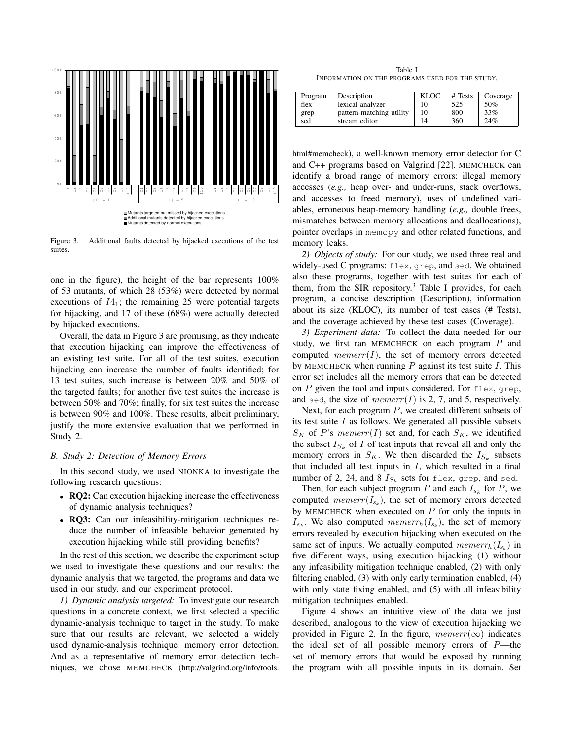Figure 3. Additional faults detected by hijacked executions of the test suites.

one in the figure), the height of the bar represents 100% of 53 mutants, of which 28 (53%) were detected by normal executions of $I4_1$; the remaining 25 were potential targets for hijacking, and 17 of these (68%) were actually detected by hijacked executions.

Overall, the data in Figure 3 are promising, as they indicate that execution hijacking can improve the effectiveness of an existing test suite. For all of the test suites, execution hijacking can increase the number of faults identified; for 13 test suites, such increase is between 20% and 50% of the targeted faults; for another five test suites the increase is between 50% and 70%; finally, for six test suites the increase is between 90% and 100%. These results, albeit preliminary, justify the more extensive evaluation that we performed in Study 2.

### B. Study 2: Detection of Memory Errors

In this second study, we used NIONKA to investigate the following research questions:

- **RQ2:** Can execution hijacking increase the effectiveness of dynamic analysis techniques?
- **RQ3:** Can our infeasibility-mitigation techniques reduce the number of infeasible behavior generated by execution hijacking while still providing benefits?

In the rest of this section, we describe the experiment setup we used to investigate these questions and our results: the dynamic analysis that we targeted, the programs and data we used in our study, and our experiment protocol.

*1) Dynamic analysis targeted:* To investigate our research questions in a concrete context, we first selected a specific dynamic-analysis technique to target in the study. To make sure that our results are relevant, we selected a widely used dynamic-analysis technique: memory error detection. And as a representative of memory error detection techniques, we chose MEMCHECK (http://valgrind.org/info/tools.html#memcheck), a well-known memory error detector for C and C++ programs based on Valgrind [22]. MEMCHECK can identify a broad range of memory errors: illegal memory accesses (*e.g.,* heap over- and under-runs, stack overflows, and accesses to freed memory), uses of undefined variables, erroneous heap-memory handling (*e.g.,* double frees, mismatches between memory allocations and deallocations), pointer overlaps in `memcpy` and other related functions, and memory leaks.

Table I
INFORMATION ON THE PROGRAMS USED FOR THE STUDY.

| Program | Description | KLOC | # Tests | Coverage |
|---|---|---|---|---|
| flex | lexical analyzer | 10 | 525 | 50% |
| grep | pattern-matching utility | 10 | 800 | 33% |
| sed | stream editor | 14 | 360 | 24% |

*2) Objects of study:* For our study, we used three real and widely-used C programs: `flex`, `grep`, and `sed`. We obtained also these programs, together with test suites for each of them, from the SIR repository.[3] Table I provides, for each program, a concise description (Description), information about its size (KLOC), its number of test cases (# Tests), and the coverage achieved by these test cases (Coverage).

*3) Experiment data:* To collect the data needed for our study, we first ran MEMCHECK on each program $P$ and computed $memerr(I)$, the set of memory errors detected by MEMCHECK when running $P$ against its test suite $I$. This error set includes all the memory errors that can be detected on $P$ given the tool and inputs considered. For `flex`, `grep`, and `sed`, the size of $memerr(I)$ is 2, 7, and 5, respectively.

Next, for each program $P$, we created different subsets of its test suite $I$ as follows. We generated all possible subsets $S_K$ of $P$'s $memerr(I)$ set and, for each $S_K$, we identified the subset $I_{S_k}$ of $I$ of test inputs that reveal all and only the memory errors in $S_K$. We then discarded the $I_{S_k}$ subsets that included all test inputs in $I$, which resulted in a final number of 2, 24, and 8 $I_{S_k}$ sets for `flex`, `grep`, and `sed`.

Then, for each subject program $P$ and each $I_{s_k}$ for $P$, we computed $memerr(I_{s_k})$, the set of memory errors detected by MEMCHECK when executed on $P$ for only the inputs in $I_{s_k}$. We also computed $memerr_h(I_{s_k})$, the set of memory errors revealed by execution hijacking when executed on the same set of inputs. We actually computed $memerr_h(I_{s_k})$ in five different ways, using execution hijacking (1) without any infeasibility mitigation technique enabled, (2) with only filtering enabled, (3) with only early termination enabled, (4) with only state fixing enabled, and (5) with all infeasibility mitigation techniques enabled.

Figure 4 shows an intuitive view of the data we just described, analogous to the view of execution hijacking we provided in Figure 2. In the figure, $memerr(\infty)$ indicates the ideal set of all possible memory errors of $P$—the set of memory errors that would be exposed by running the program with all possible inputs in its domain. Set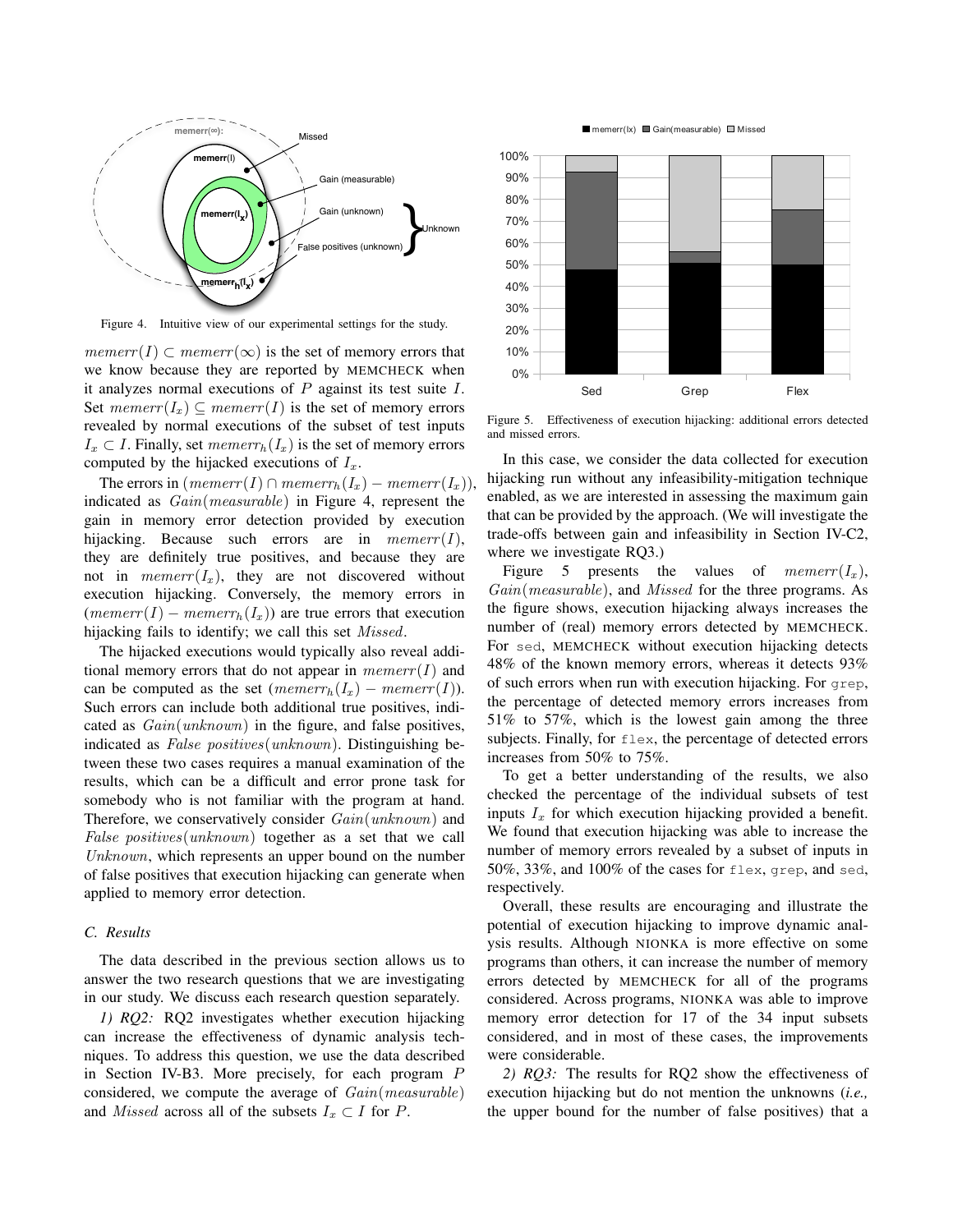Figure 4. Intuitive view of our experimental settings for the study.

$memerr(I) \subset memerr(\infty)$ is the set of memory errors that we know because they are reported by MEMCHECK when it analyzes normal executions of $P$ against its test suite $I$. Set $memerr(I_x) \subseteq memerr(I)$ is the set of memory errors revealed by normal executions of the subset of test inputs $I_x \subset I$. Finally, set $memerr_h(I_x)$ is the set of memory errors computed by the hijacked executions of $I_x$.

The errors in $(memerr(I) \cap memerr_h(I_x) - memerr(I_x))$, indicated as $Gain(measurable)$ in Figure 4, represent the gain in memory error detection provided by execution hijacking. Because such errors are in $memerr(I)$, they are definitely true positives, and because they are not in $memerr(I_x)$, they are not discovered without execution hijacking. Conversely, the memory errors in $(memerr(I) - memerr_h(I_x))$ are true errors that execution hijacking fails to identify; we call this set $Missed$.

The hijacked executions would typically also reveal additional memory errors that do not appear in $memerr(I)$ and can be computed as the set $(memerr_h(I_x) - memerr(I))$. Such errors can include both additional true positives, indicated as $Gain(unknown)$ in the figure, and false positives, indicated as $False\ positives(unknown)$. Distinguishing between these two cases requires a manual examination of the results, which can be a difficult and error prone task for somebody who is not familiar with the program at hand. Therefore, we conservatively consider $Gain(unknown)$ and $False\ positives(unknown)$ together as a set that we call $Unknown$, which represents an upper bound on the number of false positives that execution hijacking can generate when applied to memory error detection.

### C. Results

The data described in the previous section allows us to answer the two research questions that we are investigating in our study. We discuss each research question separately.

*1) RQ2:* RQ2 investigates whether execution hijacking can increase the effectiveness of dynamic analysis techniques. To address this question, we use the data described in Section IV-B3. More precisely, for each program $P$ considered, we compute the average of $Gain(measurable)$ and $Missed$ across all of the subsets $I_x \subset I$ for $P$.

Figure 5. Effectiveness of execution hijacking: additional errors detected and missed errors.

In this case, we consider the data collected for execution hijacking run without any infeasibility-mitigation technique enabled, as we are interested in assessing the maximum gain that can be provided by the approach. (We will investigate the trade-offs between gain and infeasibility in Section IV-C2, where we investigate RQ3.)

Figure 5 presents the values of $memerr(I_x)$, $Gain(measurable)$, and $Missed$ for the three programs. As the figure shows, execution hijacking always increases the number of (real) memory errors detected by MEMCHECK. For sed, MEMCHECK without execution hijacking detects 48% of the known memory errors, whereas it detects 93% of such errors when run with execution hijacking. For grep, the percentage of detected memory errors increases from 51% to 57%, which is the lowest gain among the three subjects. Finally, for flex, the percentage of detected errors increases from 50% to 75%.

To get a better understanding of the results, we also checked the percentage of the individual subsets of test inputs $I_x$ for which execution hijacking provided a benefit. We found that execution hijacking was able to increase the number of memory errors revealed by a subset of inputs in 50%, 33%, and 100% of the cases for flex, grep, and sed, respectively.

Overall, these results are encouraging and illustrate the potential of execution hijacking to improve dynamic analysis results. Although NIONKA is more effective on some programs than others, it can increase the number of memory errors detected by MEMCHECK for all of the programs considered. Across programs, NIONKA was able to improve memory error detection for 17 of the 34 input subsets considered, and in most of these cases, the improvements were considerable.

*2) RQ3:* The results for RQ2 show the effectiveness of execution hijacking but do not mention the unknowns (*i.e.,* the upper bound for the number of false positives) that a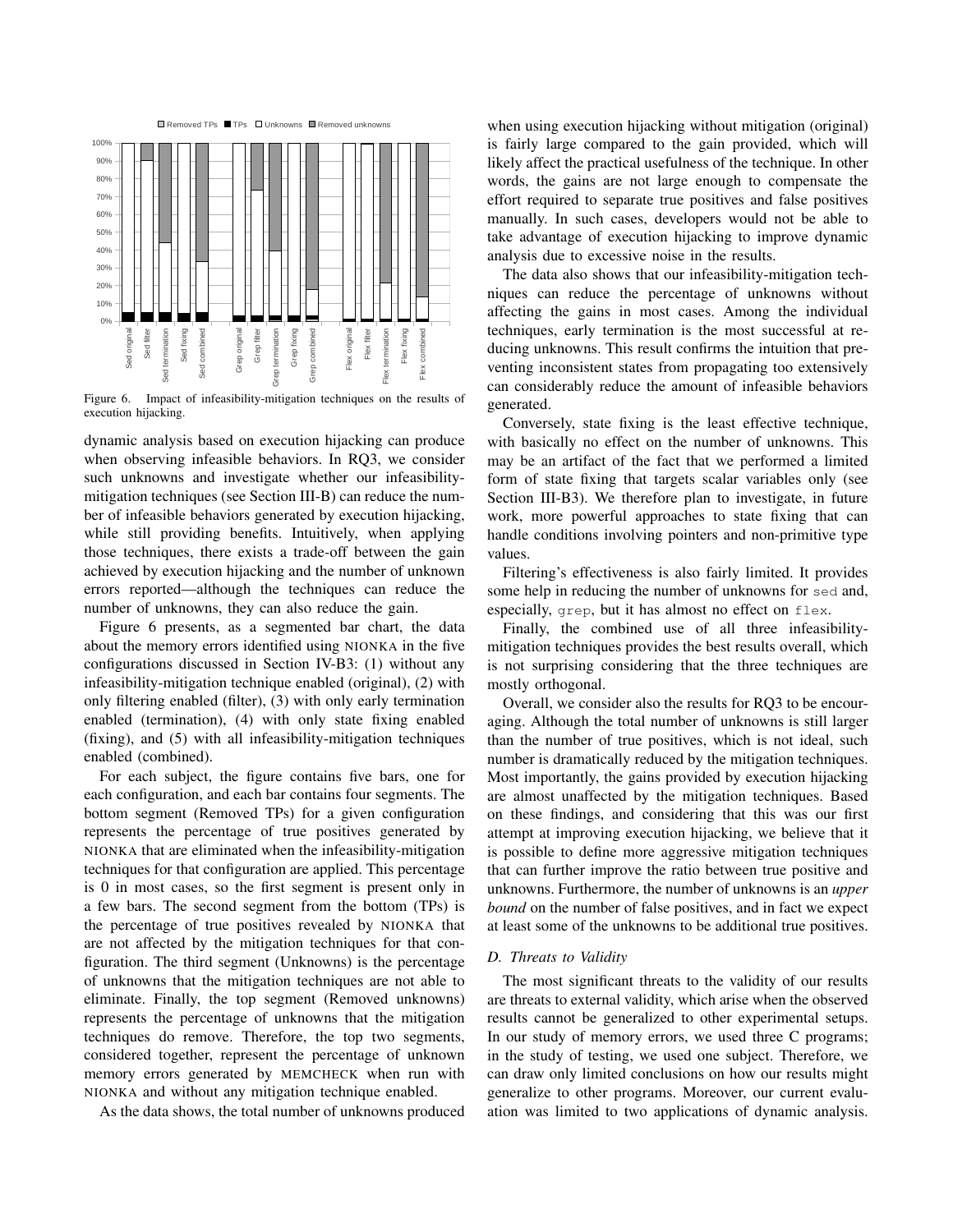Removed TPs TPs Unknowns Removed unknowns

100%
90%
80%
70%
60%
50%
40%
30%
20%
10%
0%

Sed original
Sed filter
Sed termination
Sed fixing
Sed combined
Grep original
Grep filter
Grep termination
Grep fixing
Grep combined
Flex original
Flex filter
Flex termination
Flex fixing
Flex combined

Figure 6. Impact of infeasibility-mitigation techniques on the results of execution hijacking.

dynamic analysis based on execution hijacking can produce when observing infeasible behaviors. In RQ3, we consider such unknowns and investigate whether our infeasibility-mitigation techniques (see Section III-B) can reduce the number of infeasible behaviors generated by execution hijacking, while still providing benefits. Intuitively, when applying those techniques, there exists a trade-off between the gain achieved by execution hijacking and the number of unknown errors reported—although the techniques can reduce the number of unknowns, they can also reduce the gain.

Figure 6 presents, as a segmented bar chart, the data about the memory errors identified using NIONKA in the five configurations discussed in Section IV-B3: (1) without any infeasibility-mitigation technique enabled (original), (2) with only filtering enabled (filter), (3) with only early termination enabled (termination), (4) with only state fixing enabled (fixing), and (5) with all infeasibility-mitigation techniques enabled (combined).

For each subject, the figure contains five bars, one for each configuration, and each bar contains four segments. The bottom segment (Removed TPs) for a given configuration represents the percentage of true positives generated by NIONKA that are eliminated when the infeasibility-mitigation techniques for that configuration are applied. This percentage is 0 in most cases, so the first segment is present only in a few bars. The second segment from the bottom (TPs) is the percentage of true positives revealed by NIONKA that are not affected by the mitigation techniques for that configuration. The third segment (Unknowns) is the percentage of unknowns that the mitigation techniques are not able to eliminate. Finally, the top segment (Removed unknowns) represents the percentage of unknowns that the mitigation techniques do remove. Therefore, the top two segments, considered together, represent the percentage of unknown memory errors generated by MEMCHECK when run with NIONKA and without any mitigation technique enabled.

As the data shows, the total number of unknowns produced when using execution hijacking without mitigation (original) is fairly large compared to the gain provided, which will likely affect the practical usefulness of the technique. In other words, the gains are not large enough to compensate the effort required to separate true positives and false positives manually. In such cases, developers would not be able to take advantage of execution hijacking to improve dynamic analysis due to excessive noise in the results.

The data also shows that our infeasibility-mitigation techniques can reduce the percentage of unknowns without affecting the gains in most cases. Among the individual techniques, early termination is the most successful at reducing unknowns. This result confirms the intuition that preventing inconsistent states from propagating too extensively can considerably reduce the amount of infeasible behaviors generated.

Conversely, state fixing is the least effective technique, with basically no effect on the number of unknowns. This may be an artifact of the fact that we performed a limited form of state fixing that targets scalar variables only (see Section III-B3). We therefore plan to investigate, in future work, more powerful approaches to state fixing that can handle conditions involving pointers and non-primitive type values.

Filtering's effectiveness is also fairly limited. It provides some help in reducing the number of unknowns for `sed` and, especially, `grep`, but it has almost no effect on `flex`.

Finally, the combined use of all three infeasibility-mitigation techniques provides the best results overall, which is not surprising considering that the three techniques are mostly orthogonal.

Overall, we consider also the results for RQ3 to be encouraging. Although the total number of unknowns is still larger than the number of true positives, which is not ideal, such number is dramatically reduced by the mitigation techniques. Most importantly, the gains provided by execution hijacking are almost unaffected by the mitigation techniques. Based on these findings, and considering that this was our first attempt at improving execution hijacking, we believe that it is possible to define more aggressive mitigation techniques that can further improve the ratio between true positive and unknowns. Furthermore, the number of unknowns is an *upper bound* on the number of false positives, and in fact we expect at least some of the unknowns to be additional true positives.

### D. Threats to Validity

The most significant threats to the validity of our results are threats to external validity, which arise when the observed results cannot be generalized to other experimental setups. In our study of memory errors, we used three C programs; in the study of testing, we used one subject. Therefore, we can draw only limited conclusions on how our results might generalize to other programs. Moreover, our current evaluation was limited to two applications of dynamic analysis.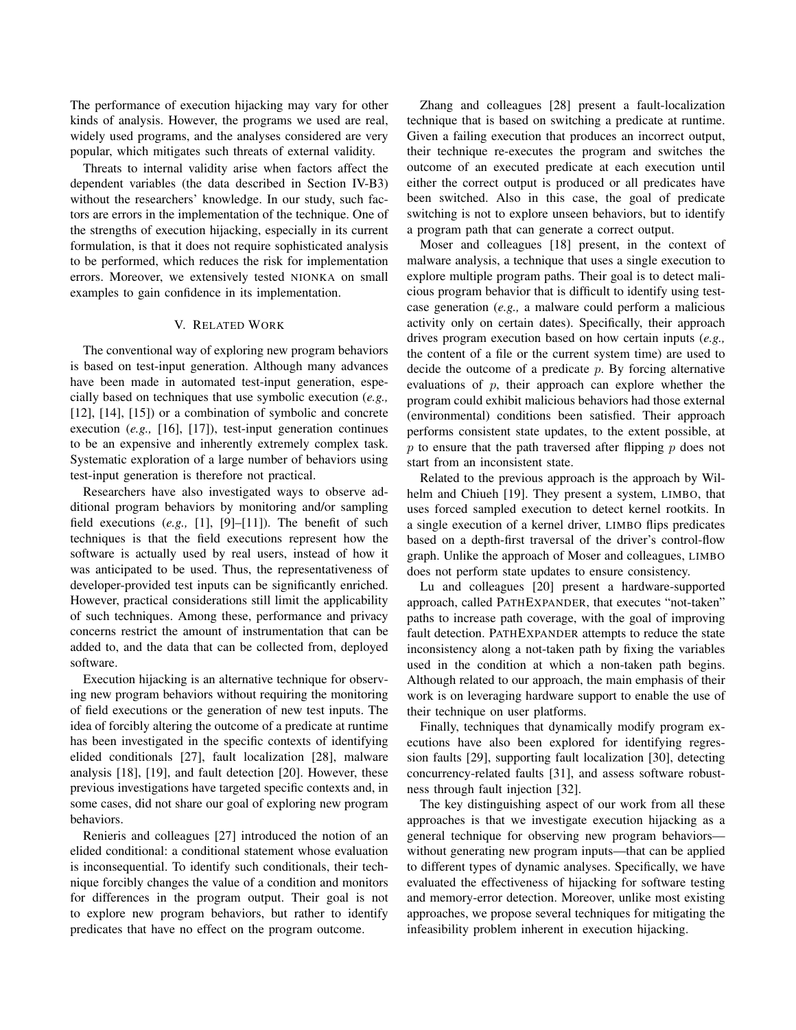The performance of execution hijacking may vary for other kinds of analysis. However, the programs we used are real, widely used programs, and the analyses considered are very popular, which mitigates such threats of external validity.

Threats to internal validity arise when factors affect the dependent variables (the data described in Section IV-B3) without the researchers' knowledge. In our study, such factors are errors in the implementation of the technique. One of the strengths of execution hijacking, especially in its current formulation, is that it does not require sophisticated analysis to be performed, which reduces the risk for implementation errors. Moreover, we extensively tested NIONKA on small examples to gain confidence in its implementation.

## V. Related Work

The conventional way of exploring new program behaviors is based on test-input generation. Although many advances have been made in automated test-input generation, especially based on techniques that use symbolic execution (*e.g.,* [12], [14], [15]) or a combination of symbolic and concrete execution (*e.g.,* [16], [17]), test-input generation continues to be an expensive and inherently extremely complex task. Systematic exploration of a large number of behaviors using test-input generation is therefore not practical.

Researchers have also investigated ways to observe additional program behaviors by monitoring and/or sampling field executions (*e.g.,* [1], [9]–[11]). The benefit of such techniques is that the field executions represent how the software is actually used by real users, instead of how it was anticipated to be used. Thus, the representativeness of developer-provided test inputs can be significantly enriched. However, practical considerations still limit the applicability of such techniques. Among these, performance and privacy concerns restrict the amount of instrumentation that can be added to, and the data that can be collected from, deployed software.

Execution hijacking is an alternative technique for observing new program behaviors without requiring the monitoring of field executions or the generation of new test inputs. The idea of forcibly altering the outcome of a predicate at runtime has been investigated in the specific contexts of identifying elided conditionals [27], fault localization [28], malware analysis [18], [19], and fault detection [20]. However, these previous investigations have targeted specific contexts and, in some cases, did not share our goal of exploring new program behaviors.

Renieris and colleagues [27] introduced the notion of an elided conditional: a conditional statement whose evaluation is inconsequential. To identify such conditionals, their technique forcibly changes the value of a condition and monitors for differences in the program output. Their goal is not to explore new program behaviors, but rather to identify predicates that have no effect on the program outcome.

Zhang and colleagues [28] present a fault-localization technique that is based on switching a predicate at runtime. Given a failing execution that produces an incorrect output, their technique re-executes the program and switches the outcome of an executed predicate at each execution until either the correct output is produced or all predicates have been switched. Also in this case, the goal of predicate switching is not to explore unseen behaviors, but to identify a program path that can generate a correct output.

Moser and colleagues [18] present, in the context of malware analysis, a technique that uses a single execution to explore multiple program paths. Their goal is to detect malicious program behavior that is difficult to identify using test-case generation (*e.g.,* a malware could perform a malicious activity only on certain dates). Specifically, their approach drives program execution based on how certain inputs (*e.g.,* the content of a file or the current system time) are used to decide the outcome of a predicate $p$. By forcing alternative evaluations of $p$, their approach can explore whether the program could exhibit malicious behaviors had those external (environmental) conditions been satisfied. Their approach performs consistent state updates, to the extent possible, at $p$ to ensure that the path traversed after flipping $p$ does not start from an inconsistent state.

Related to the previous approach is the approach by Wilhelm and Chiueh [19]. They present a system, LIMBO, that uses forced sampled execution to detect kernel rootkits. In a single execution of a kernel driver, LIMBO flips predicates based on a depth-first traversal of the driver's control-flow graph. Unlike the approach of Moser and colleagues, LIMBO does not perform state updates to ensure consistency.

Lu and colleagues [20] present a hardware-supported approach, called PATHEXPANDER, that executes "not-taken" paths to increase path coverage, with the goal of improving fault detection. PATHEXPANDER attempts to reduce the state inconsistency along a not-taken path by fixing the variables used in the condition at which a non-taken path begins. Although related to our approach, the main emphasis of their work is on leveraging hardware support to enable the use of their technique on user platforms.

Finally, techniques that dynamically modify program executions have also been explored for identifying regression faults [29], supporting fault localization [30], detecting concurrency-related faults [31], and assess software robustness through fault injection [32].

The key distinguishing aspect of our work from all these approaches is that we investigate execution hijacking as a general technique for observing new program behaviors—without generating new program inputs—that can be applied to different types of dynamic analyses. Specifically, we have evaluated the effectiveness of hijacking for software testing and memory-error detection. Moreover, unlike most existing approaches, we propose several techniques for mitigating the infeasibility problem inherent in execution hijacking.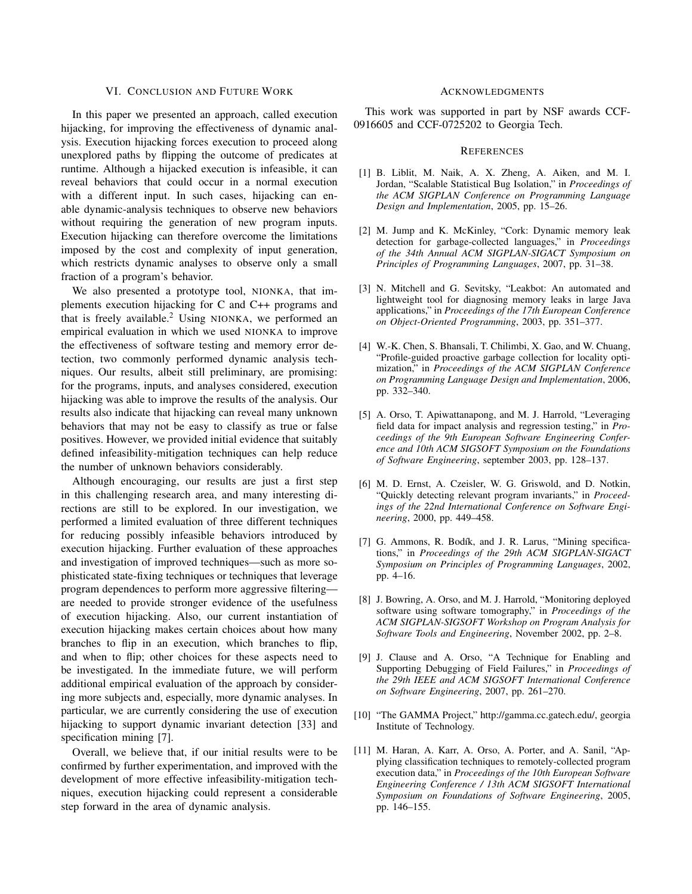## VI. Conclusion and Future Work

In this paper we presented an approach, called execution hijacking, for improving the effectiveness of dynamic analysis. Execution hijacking forces execution to proceed along unexplored paths by flipping the outcome of predicates at runtime. Although a hijacked execution is infeasible, it can reveal behaviors that could occur in a normal execution with a different input. In such cases, hijacking can enable dynamic-analysis techniques to observe new behaviors without requiring the generation of new program inputs. Execution hijacking can therefore overcome the limitations imposed by the cost and complexity of input generation, which restricts dynamic analyses to observe only a small fraction of a program's behavior.

We also presented a prototype tool, NIONKA, that implements execution hijacking for C and C++ programs and that is freely available.[2] Using NIONKA, we performed an empirical evaluation in which we used NIONKA to improve the effectiveness of software testing and memory error detection, two commonly performed dynamic analysis techniques. Our results, albeit still preliminary, are promising: for the programs, inputs, and analyses considered, execution hijacking was able to improve the results of the analysis. Our results also indicate that hijacking can reveal many unknown behaviors that may not be easy to classify as true or false positives. However, we provided initial evidence that suitably defined infeasibility-mitigation techniques can help reduce the number of unknown behaviors considerably.

Although encouraging, our results are just a first step in this challenging research area, and many interesting directions are still to be explored. In our investigation, we performed a limited evaluation of three different techniques for reducing possibly infeasible behaviors introduced by execution hijacking. Further evaluation of these approaches and investigation of improved techniques—such as more sophisticated state-fixing techniques or techniques that leverage program dependences to perform more aggressive filtering—are needed to provide stronger evidence of the usefulness of execution hijacking. Also, our current instantiation of execution hijacking makes certain choices about how many branches to flip in an execution, which branches to flip, and when to flip; other choices for these aspects need to be investigated. In the immediate future, we will perform additional empirical evaluation of the approach by considering more subjects and, especially, more dynamic analyses. In particular, we are currently considering the use of execution hijacking to support dynamic invariant detection [33] and specification mining [7].

Overall, we believe that, if our initial results were to be confirmed by further experimentation, and improved with the development of more effective infeasibility-mitigation techniques, execution hijacking could represent a considerable step forward in the area of dynamic analysis.

## Acknowledgments

This work was supported in part by NSF awards CCF-0916605 and CCF-0725202 to Georgia Tech.

## References

[1] B. Liblit, M. Naik, A. X. Zheng, A. Aiken, and M. I. Jordan, "Scalable Statistical Bug Isolation," in *Proceedings of the ACM SIGPLAN Conference on Programming Language Design and Implementation*, 2005, pp. 15–26.

[2] M. Jump and K. McKinley, "Cork: Dynamic memory leak detection for garbage-collected languages," in *Proceedings of the 34th Annual ACM SIGPLAN-SIGACT Symposium on Principles of Programming Languages*, 2007, pp. 31–38.

[3] N. Mitchell and G. Sevitsky, "Leakbot: An automated and lightweight tool for diagnosing memory leaks in large Java applications," in *Proceedings of the 17th European Conference on Object-Oriented Programming*, 2003, pp. 351–377.

[4] W.-K. Chen, S. Bhansali, T. Chilimbi, X. Gao, and W. Chuang, "Profile-guided proactive garbage collection for locality optimization," in *Proceedings of the ACM SIGPLAN Conference on Programming Language Design and Implementation*, 2006, pp. 332–340.

[5] A. Orso, T. Apiwattanapong, and M. J. Harrold, "Leveraging field data for impact analysis and regression testing," in *Proceedings of the 9th European Software Engineering Conference and 10th ACM SIGSOFT Symposium on the Foundations of Software Engineering*, september 2003, pp. 128–137.

[6] M. D. Ernst, A. Czeisler, W. G. Griswold, and D. Notkin, "Quickly detecting relevant program invariants," in *Proceedings of the 22nd International Conference on Software Engineering*, 2000, pp. 449–458.

[7] G. Ammons, R. Bodík, and J. R. Larus, "Mining specifications," in *Proceedings of the 29th ACM SIGPLAN-SIGACT Symposium on Principles of Programming Languages*, 2002, pp. 4–16.

[8] J. Bowring, A. Orso, and M. J. Harrold, "Monitoring deployed software using software tomography," in *Proceedings of the ACM SIGPLAN-SIGSOFT Workshop on Program Analysis for Software Tools and Engineering*, November 2002, pp. 2–8.

[9] J. Clause and A. Orso, "A Technique for Enabling and Supporting Debugging of Field Failures," in *Proceedings of the 29th IEEE and ACM SIGSOFT International Conference on Software Engineering*, 2007, pp. 261–270.

[10] "The GAMMA Project," http://gamma.cc.gatech.edu/, georgia Institute of Technology.

[11] M. Haran, A. Karr, A. Orso, A. Porter, and A. Sanil, "Applying classification techniques to remotely-collected program execution data," in *Proceedings of the 10th European Software Engineering Conference / 13th ACM SIGSOFT International Symposium on Foundations of Software Engineering*, 2005, pp. 146–155.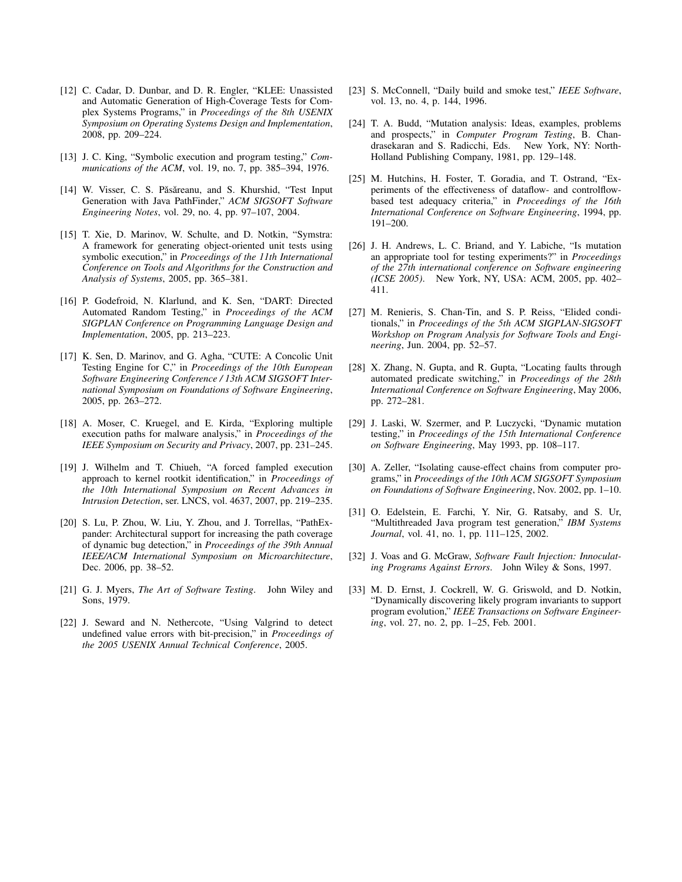[12] C. Cadar, D. Dunbar, and D. R. Engler, "KLEE: Unassisted and Automatic Generation of High-Coverage Tests for Complex Systems Programs," in *Proceedings of the 8th USENIX Symposium on Operating Systems Design and Implementation*, 2008, pp. 209–224.

[13] J. C. King, "Symbolic execution and program testing," *Communications of the ACM*, vol. 19, no. 7, pp. 385–394, 1976.

[14] W. Visser, C. S. Păsăreanu, and S. Khurshid, "Test Input Generation with Java PathFinder," *ACM SIGSOFT Software Engineering Notes*, vol. 29, no. 4, pp. 97–107, 2004.

[15] T. Xie, D. Marinov, W. Schulte, and D. Notkin, "Symstra: A framework for generating object-oriented unit tests using symbolic execution," in *Proceedings of the 11th International Conference on Tools and Algorithms for the Construction and Analysis of Systems*, 2005, pp. 365–381.

[16] P. Godefroid, N. Klarlund, and K. Sen, "DART: Directed Automated Random Testing," in *Proceedings of the ACM SIGPLAN Conference on Programming Language Design and Implementation*, 2005, pp. 213–223.

[17] K. Sen, D. Marinov, and G. Agha, "CUTE: A Concolic Unit Testing Engine for C," in *Proceedings of the 10th European Software Engineering Conference / 13th ACM SIGSOFT International Symposium on Foundations of Software Engineering*, 2005, pp. 263–272.

[18] A. Moser, C. Kruegel, and E. Kirda, "Exploring multiple execution paths for malware analysis," in *Proceedings of the IEEE Symposium on Security and Privacy*, 2007, pp. 231–245.

[19] J. Wilhelm and T. Chiueh, "A forced fampled execution approach to kernel rootkit identification," in *Proceedings of the 10th International Symposium on Recent Advances in Intrusion Detection*, ser. LNCS, vol. 4637, 2007, pp. 219–235.

[20] S. Lu, P. Zhou, W. Liu, Y. Zhou, and J. Torrellas, "PathExpander: Architectural support for increasing the path coverage of dynamic bug detection," in *Proceedings of the 39th Annual IEEE/ACM International Symposium on Microarchitecture*, Dec. 2006, pp. 38–52.

[21] G. J. Myers, *The Art of Software Testing*. John Wiley and Sons, 1979.

[22] J. Seward and N. Nethercote, "Using Valgrind to detect undefined value errors with bit-precision," in *Proceedings of the 2005 USENIX Annual Technical Conference*, 2005.

[23] S. McConnell, "Daily build and smoke test," *IEEE Software*, vol. 13, no. 4, p. 144, 1996.

[24] T. A. Budd, "Mutation analysis: Ideas, examples, problems and prospects," in *Computer Program Testing*, B. Chandrasekaran and S. Radicchi, Eds. New York, NY: North-Holland Publishing Company, 1981, pp. 129–148.

[25] M. Hutchins, H. Foster, T. Goradia, and T. Ostrand, "Experiments of the effectiveness of dataflow- and controlflow-based test adequacy criteria," in *Proceedings of the 16th International Conference on Software Engineering*, 1994, pp. 191–200.

[26] J. H. Andrews, L. C. Briand, and Y. Labiche, "Is mutation an appropriate tool for testing experiments?" in *Proceedings of the 27th international conference on Software engineering (ICSE 2005)*. New York, NY, USA: ACM, 2005, pp. 402–411.

[27] M. Renieris, S. Chan-Tin, and S. P. Reiss, "Elided conditionals," in *Proceedings of the 5th ACM SIGPLAN-SIGSOFT Workshop on Program Analysis for Software Tools and Engineering*, Jun. 2004, pp. 52–57.

[28] X. Zhang, N. Gupta, and R. Gupta, "Locating faults through automated predicate switching," in *Proceedings of the 28th International Conference on Software Engineering*, May 2006, pp. 272–281.

[29] J. Laski, W. Szermer, and P. Luczycki, "Dynamic mutation testing," in *Proceedings of the 15th International Conference on Software Engineering*, May 1993, pp. 108–117.

[30] A. Zeller, "Isolating cause-effect chains from computer programs," in *Proceedings of the 10th ACM SIGSOFT Symposium on Foundations of Software Engineering*, Nov. 2002, pp. 1–10.

[31] O. Edelstein, E. Farchi, Y. Nir, G. Ratsaby, and S. Ur, "Multithreaded Java program test generation," *IBM Systems Journal*, vol. 41, no. 1, pp. 111–125, 2002.

[32] J. Voas and G. McGraw, *Software Fault Injection: Innoculating Programs Against Errors*. John Wiley & Sons, 1997.

[33] M. D. Ernst, J. Cockrell, W. G. Griswold, and D. Notkin, "Dynamically discovering likely program invariants to support program evolution," *IEEE Transactions on Software Engineering*, vol. 27, no. 2, pp. 1–25, Feb. 2001.